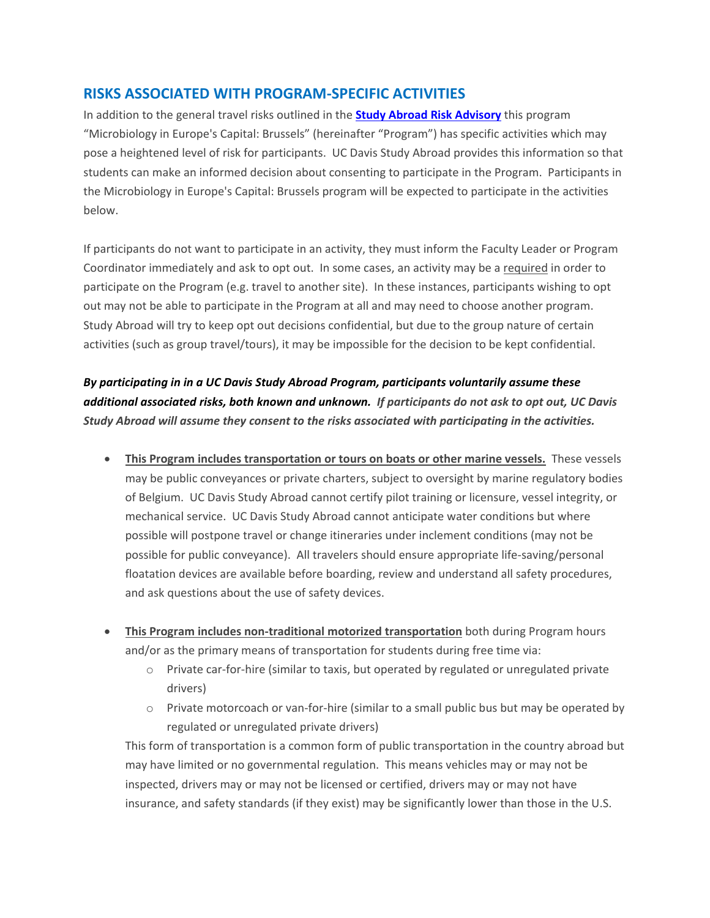## RISKS ASSOCIATED WITH PROGRAM-SPECIFIC ACTIVITIES

In addition to the general travel risks outlined in the **Study Abroad Risk Advisory** this program "Microbiology in Europe's Capital: Brussels" (hereinafter "Program") has specific activities which may pose a heightened level of risk for participants. UC Davis Study Abroad provides this information so that students can make an informed decision about consenting to participate in the Program. Participants in the Microbiology in Europe's Capital: Brussels program will be expected to participate in the activities below.

If participants do not want to participate in an activity, they must inform the Faculty Leader or Program Coordinator immediately and ask to opt out. In some cases, an activity may be a required in order to participate on the Program (e.g. travel to another site). In these instances, participants wishing to opt out may not be able to participate in the Program at all and may need to choose another program. Study Abroad will try to keep opt out decisions confidential, but due to the group nature of certain activities (such as group travel/tours), it may be impossible for the decision to be kept confidential.

***By participating in in a UC Davis Study Abroad Program, participants voluntarily assume these additional associated risks, both known and unknown. If participants do not ask to opt out, UC Davis Study Abroad will assume they consent to the risks associated with participating in the activities.***

- **This Program includes transportation or tours on boats or other marine vessels.** These vessels may be public conveyances or private charters, subject to oversight by marine regulatory bodies of Belgium. UC Davis Study Abroad cannot certify pilot training or licensure, vessel integrity, or mechanical service. UC Davis Study Abroad cannot anticipate water conditions but where possible will postpone travel or change itineraries under inclement conditions (may not be possible for public conveyance). All travelers should ensure appropriate life-saving/personal floatation devices are available before boarding, review and understand all safety procedures, and ask questions about the use of safety devices.

- **This Program includes non-traditional motorized transportation** both during Program hours and/or as the primary means of transportation for students during free time via:
  - Private car-for-hire (similar to taxis, but operated by regulated or unregulated private drivers)
  - Private motorcoach or van-for-hire (similar to a small public bus but may be operated by regulated or unregulated private drivers)

  This form of transportation is a common form of public transportation in the country abroad but may have limited or no governmental regulation. This means vehicles may or may not be inspected, drivers may or may not be licensed or certified, drivers may or may not have insurance, and safety standards (if they exist) may be significantly lower than those in the U.S.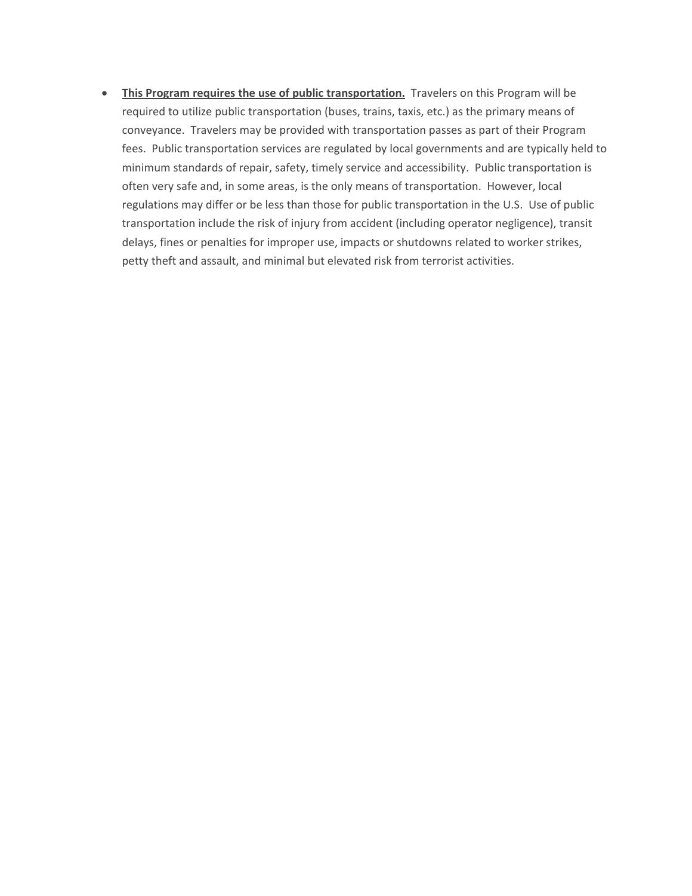- **<u>This Program requires the use of public transportation.</u>** Travelers on this Program will be required to utilize public transportation (buses, trains, taxis, etc.) as the primary means of conveyance. Travelers may be provided with transportation passes as part of their Program fees. Public transportation services are regulated by local governments and are typically held to minimum standards of repair, safety, timely service and accessibility. Public transportation is often very safe and, in some areas, is the only means of transportation. However, local regulations may differ or be less than those for public transportation in the U.S. Use of public transportation include the risk of injury from accident (including operator negligence), transit delays, fines or penalties for improper use, impacts or shutdowns related to worker strikes, petty theft and assault, and minimal but elevated risk from terrorist activities.